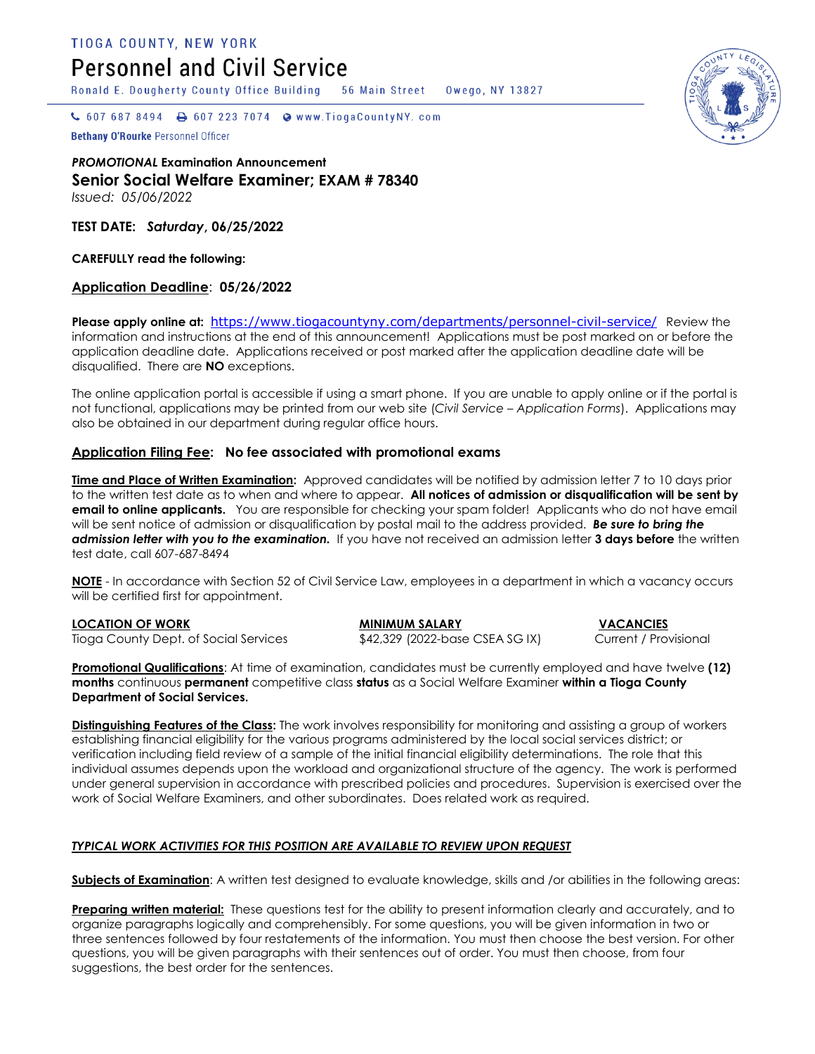TIOGA COUNTY, NEW YORK

# Personnel and Civil Service

Ronald E. Dougherty County Office Building 56 Main Street Owego, NY 13827

607 687 8494 607 223 7074 www.TiogaCountyNY.com

**Bethany O'Rourke** Personnel Officer

***PROMOTIONAL* Examination Announcement**

## Senior Social Welfare Examiner; EXAM # 78340

*Issued: 05/06/2022*

**TEST DATE: *Saturday*, 06/25/2022**

**CAREFULLY read the following:**

**Application Deadline: 05/26/2022**

**Please apply online at:** https://www.tiogacountyny.com/departments/personnel-civil-service/ Review the information and instructions at the end of this announcement! Applications must be post marked on or before the application deadline date. Applications received or post marked after the application deadline date will be disqualified. There are **NO** exceptions.

The online application portal is accessible if using a smart phone. If you are unable to apply online or if the portal is not functional, applications may be printed from our web site (*Civil Service – Application Forms*). Applications may also be obtained in our department during regular office hours.

**Application Filing Fee: No fee associated with promotional exams**

**Time and Place of Written Examination:** Approved candidates will be notified by admission letter 7 to 10 days prior to the written test date as to when and where to appear. **All notices of admission or disqualification will be sent by email to online applicants.** You are responsible for checking your spam folder! Applicants who do not have email will be sent notice of admission or disqualification by postal mail to the address provided. ***Be sure to bring the admission letter with you to the examination.*** If you have not received an admission letter **3 days before** the written test date, call 607-687-8494

**NOTE** - In accordance with Section 52 of Civil Service Law, employees in a department in which a vacancy occurs will be certified first for appointment.

| LOCATION OF WORK | MINIMUM SALARY | VACANCIES |
|---|---|---|
| Tioga County Dept. of Social Services | $42,329 (2022-base CSEA SG IX) | Current / Provisional |

**Promotional Qualifications**: At time of examination, candidates must be currently employed and have twelve **(12) months** continuous **permanent** competitive class **status** as a Social Welfare Examiner **within a Tioga County Department of Social Services.**

**Distinguishing Features of the Class:** The work involves responsibility for monitoring and assisting a group of workers establishing financial eligibility for the various programs administered by the local social services district; or verification including field review of a sample of the initial financial eligibility determinations. The role that this individual assumes depends upon the workload and organizational structure of the agency. The work is performed under general supervision in accordance with prescribed policies and procedures. Supervision is exercised over the work of Social Welfare Examiners, and other subordinates. Does related work as required.

***TYPICAL WORK ACTIVITIES FOR THIS POSITION ARE AVAILABLE TO REVIEW UPON REQUEST***

**Subjects of Examination**: A written test designed to evaluate knowledge, skills and /or abilities in the following areas:

**Preparing written material:** These questions test for the ability to present information clearly and accurately, and to organize paragraphs logically and comprehensibly. For some questions, you will be given information in two or three sentences followed by four restatements of the information. You must then choose the best version. For other questions, you will be given paragraphs with their sentences out of order. You must then choose, from four suggestions, the best order for the sentences.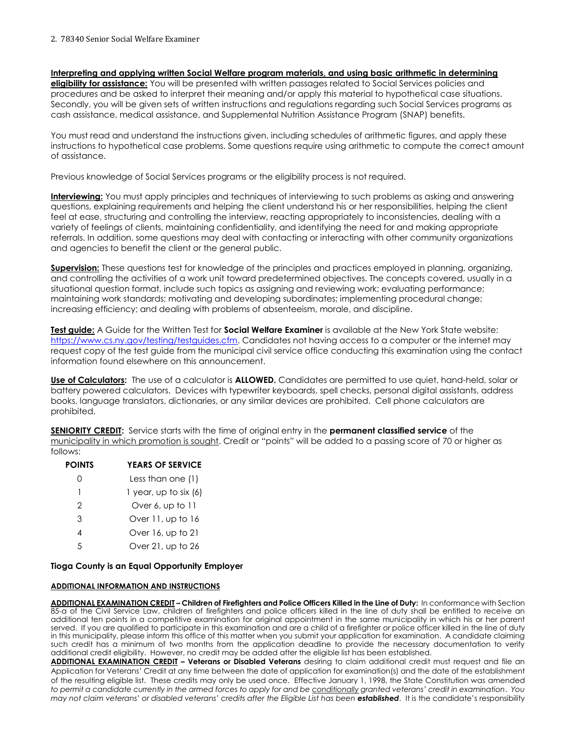**Interpreting and applying written Social Welfare program materials, and using basic arithmetic in determining eligibility for assistance:** You will be presented with written passages related to Social Services policies and procedures and be asked to interpret their meaning and/or apply this material to hypothetical case situations. Secondly, you will be given sets of written instructions and regulations regarding such Social Services programs as cash assistance, medical assistance, and Supplemental Nutrition Assistance Program (SNAP) benefits.

You must read and understand the instructions given, including schedules of arithmetic figures, and apply these instructions to hypothetical case problems. Some questions require using arithmetic to compute the correct amount of assistance.

Previous knowledge of Social Services programs or the eligibility process is not required.

**Interviewing:** You must apply principles and techniques of interviewing to such problems as asking and answering questions, explaining requirements and helping the client understand his or her responsibilities, helping the client feel at ease, structuring and controlling the interview, reacting appropriately to inconsistencies, dealing with a variety of feelings of clients, maintaining confidentiality, and identifying the need for and making appropriate referrals. In addition, some questions may deal with contacting or interacting with other community organizations and agencies to benefit the client or the general public.

**Supervision:** These questions test for knowledge of the principles and practices employed in planning, organizing, and controlling the activities of a work unit toward predetermined objectives. The concepts covered, usually in a situational question format, include such topics as assigning and reviewing work; evaluating performance; maintaining work standards; motivating and developing subordinates; implementing procedural change; increasing efficiency; and dealing with problems of absenteeism, morale, and discipline.

**Test guide:** A Guide for the Written Test for **Social Welfare Examiner** is available at the New York State website: https://www.cs.ny.gov/testing/testguides.cfm. Candidates not having access to a computer or the internet may request copy of the test guide from the municipal civil service office conducting this examination using the contact information found elsewhere on this announcement.

**Use of Calculators:** The use of a calculator is **ALLOWED.** Candidates are permitted to use quiet, hand-held, solar or battery powered calculators. Devices with typewriter keyboards, spell checks, personal digital assistants, address books, language translators, dictionaries, or any similar devices are prohibited. Cell phone calculators are prohibited.

**SENIORITY CREDIT:** Service starts with the time of original entry in the **permanent classified service** of the municipality in which promotion is sought. Credit or "points" will be added to a passing score of 70 or higher as follows:

| POINTS | YEARS OF SERVICE |
|---|---|
| 0 | Less than one (1) |
| 1 | 1 year, up to six (6) |
| 2 | Over 6, up to 11 |
| 3 | Over 11, up to 16 |
| 4 | Over 16, up to 21 |
| 5 | Over 21, up to 26 |

**Tioga County is an Equal Opportunity Employer**

**ADDITIONAL INFORMATION AND INSTRUCTIONS**

**ADDITIONAL EXAMINATION CREDIT – Children of Firefighters and Police Officers Killed in the Line of Duty:** In conformance with Section 85-a of the Civil Service Law, children of firefighters and police officers killed in the line of duty shall be entitled to receive an additional ten points in a competitive examination for original appointment in the same municipality in which his or her parent served. If you are qualified to participate in this examination and are a child of a firefighter or police officer killed in the line of duty in this municipality, please inform this office of this matter when you submit your application for examination. A candidate claiming such credit has a minimum of two months from the application deadline to provide the necessary documentation to verify additional credit eligibility. However, no credit may be added after the eligible list has been established.

**ADDITIONAL EXAMINATION CREDIT – Veterans or Disabled Veterans** desiring to claim additional credit must request and file an Application for Veterans' Credit at any time between the date of application for examination(s) and the date of the establishment of the resulting eligible list. These credits may only be used once. Effective January 1, 1998, the State Constitution was amended *to permit a candidate currently in the armed forces to apply for and be conditionally granted veterans' credit in examination. You may not claim veterans' or disabled veterans' credits after the Eligible List has been **established***. It is the candidate's responsibility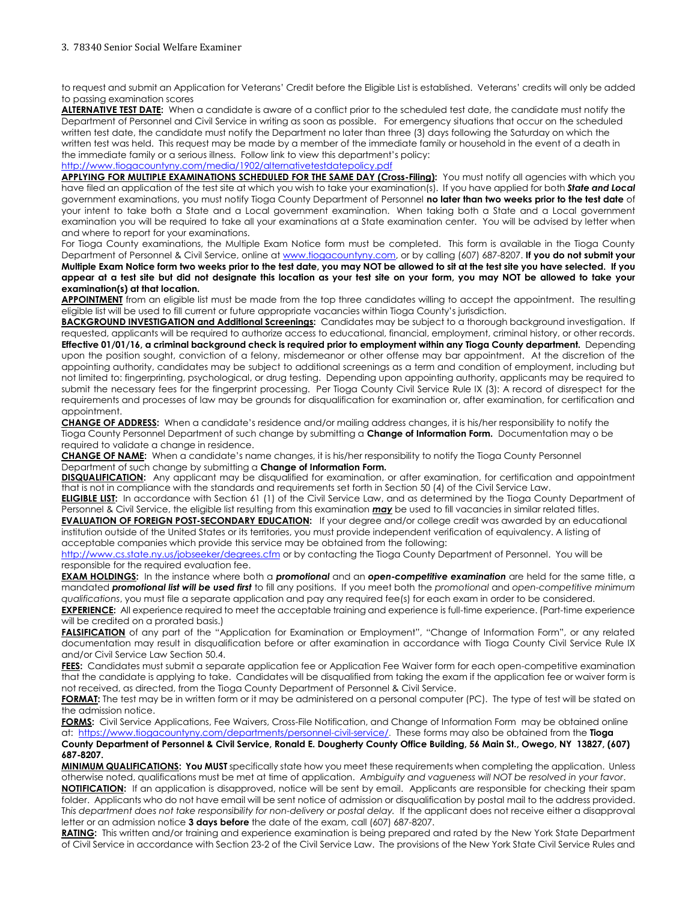to request and submit an Application for Veterans' Credit before the Eligible List is established. Veterans' credits will only be added to passing examination scores

**ALTERNATIVE TEST DATE:** When a candidate is aware of a conflict prior to the scheduled test date, the candidate must notify the Department of Personnel and Civil Service in writing as soon as possible. For emergency situations that occur on the scheduled written test date, the candidate must notify the Department no later than three (3) days following the Saturday on which the written test was held. This request may be made by a member of the immediate family or household in the event of a death in the immediate family or a serious illness. Follow link to view this department's policy: http://www.tiogacountyny.com/media/1902/alternativetestdatepolicy.pdf

**APPLYING FOR MULTIPLE EXAMINATIONS SCHEDULED FOR THE SAME DAY (Cross-Filing):** You must notify all agencies with which you have filed an application of the test site at which you wish to take your examination(s). If you have applied for both ***State and Local*** government examinations, you must notify Tioga County Department of Personnel **no later than two weeks prior to the test date** of your intent to take both a State and a Local government examination. When taking both a State and a Local government examination you will be required to take all your examinations at a State examination center. You will be advised by letter when and where to report for your examinations.

For Tioga County examinations, the Multiple Exam Notice form must be completed. This form is available in the Tioga County Department of Personnel & Civil Service, online at www.tiogacountyny.com, or by calling (607) 687-8207. **If you do not submit your Multiple Exam Notice form two weeks prior to the test date, you may NOT be allowed to sit at the test site you have selected. If you appear at a test site but did not designate this location as your test site on your form, you may NOT be allowed to take your examination(s) at that location.**

**APPOINTMENT** from an eligible list must be made from the top three candidates willing to accept the appointment. The resulting eligible list will be used to fill current or future appropriate vacancies within Tioga County's jurisdiction.

**BACKGROUND INVESTIGATION and Additional Screenings:** Candidates may be subject to a thorough background investigation. If requested, applicants will be required to authorize access to educational, financial, employment, criminal history, or other records. **Effective 01/01/16, a criminal background check is required prior to employment within any Tioga County department.** Depending upon the position sought, conviction of a felony, misdemeanor or other offense may bar appointment. At the discretion of the appointing authority, candidates may be subject to additional screenings as a term and condition of employment, including but not limited to: fingerprinting, psychological, or drug testing. Depending upon appointing authority, applicants may be required to submit the necessary fees for the fingerprint processing. Per Tioga County Civil Service Rule IX (3): A record of disrespect for the requirements and processes of law may be grounds for disqualification for examination or, after examination, for certification and appointment.

**CHANGE OF ADDRESS:** When a candidate's residence and/or mailing address changes, it is his/her responsibility to notify the Tioga County Personnel Department of such change by submitting a **Change of Information Form.** Documentation may o be required to validate a change in residence.

**CHANGE OF NAME:** When a candidate's name changes, it is his/her responsibility to notify the Tioga County Personnel Department of such change by submitting a **Change of Information Form.**

**DISQUALIFICATION:** Any applicant may be disqualified for examination, or after examination, for certification and appointment that is not in compliance with the standards and requirements set forth in Section 50 (4) of the Civil Service Law.

**ELIGIBLE LIST:** In accordance with Section 61 (1) of the Civil Service Law, and as determined by the Tioga County Department of Personnel & Civil Service, the eligible list resulting from this examination ***may*** be used to fill vacancies in similar related titles.

**EVALUATION OF FOREIGN POST-SECONDARY EDUCATION:** If your degree and/or college credit was awarded by an educational institution outside of the United States or its territories, you must provide independent verification of equivalency. A listing of acceptable companies which provide this service may be obtained from the following: http://www.cs.state.ny.us/jobseeker/degrees.cfm or by contacting the Tioga County Department of Personnel. You will be responsible for the required evaluation fee.

**EXAM HOLDINGS:** In the instance where both a ***promotional*** and an ***open-competitive examination*** are held for the same title, a mandated ***promotional list will be used first*** to fill any positions. If you meet both the *promotional* and *open-competitive minimum qualifications*, you must file a separate application and pay any required fee(s) for each exam in order to be considered.

**EXPERIENCE:** All experience required to meet the acceptable training and experience is full-time experience. (Part-time experience will be credited on a prorated basis.)

**FALSIFICATION** of any part of the "Application for Examination or Employment", "Change of Information Form", or any related documentation may result in disqualification before or after examination in accordance with Tioga County Civil Service Rule IX and/or Civil Service Law Section 50.4.

**FEES:** Candidates must submit a separate application fee or Application Fee Waiver form for each open-competitive examination that the candidate is applying to take. Candidates will be disqualified from taking the exam if the application fee or waiver form is not received, as directed, from the Tioga County Department of Personnel & Civil Service.

**FORMAT:** The test may be in written form or it may be administered on a personal computer (PC). The type of test will be stated on the admission notice.

**FORMS:** Civil Service Applications, Fee Waivers, Cross-File Notification, and Change of Information Form may be obtained online at: https://www.tiogacountyny.com/departments/personnel-civil-service/. These forms may also be obtained from the **Tioga County Department of Personnel & Civil Service, Ronald E. Dougherty County Office Building, 56 Main St., Owego, NY 13827, (607) 687-8207.**

**MINIMUM QUALIFICATIONS: You MUST** specifically state how you meet these requirements when completing the application. Unless otherwise noted, qualifications must be met at time of application. *Ambiguity and vagueness will NOT be resolved in your favor*.

**NOTIFICATION:** If an application is disapproved, notice will be sent by email. Applicants are responsible for checking their spam folder. Applicants who do not have email will be sent notice of admission or disqualification by postal mail to the address provided. T*his department does not take responsibility for non-delivery or postal delay.* If the applicant does not receive either a disapproval letter or an admission notice **3 days before** the date of the exam, call (607) 687-8207.

**RATING:** This written and/or training and experience examination is being prepared and rated by the New York State Department of Civil Service in accordance with Section 23-2 of the Civil Service Law. The provisions of the New York State Civil Service Rules and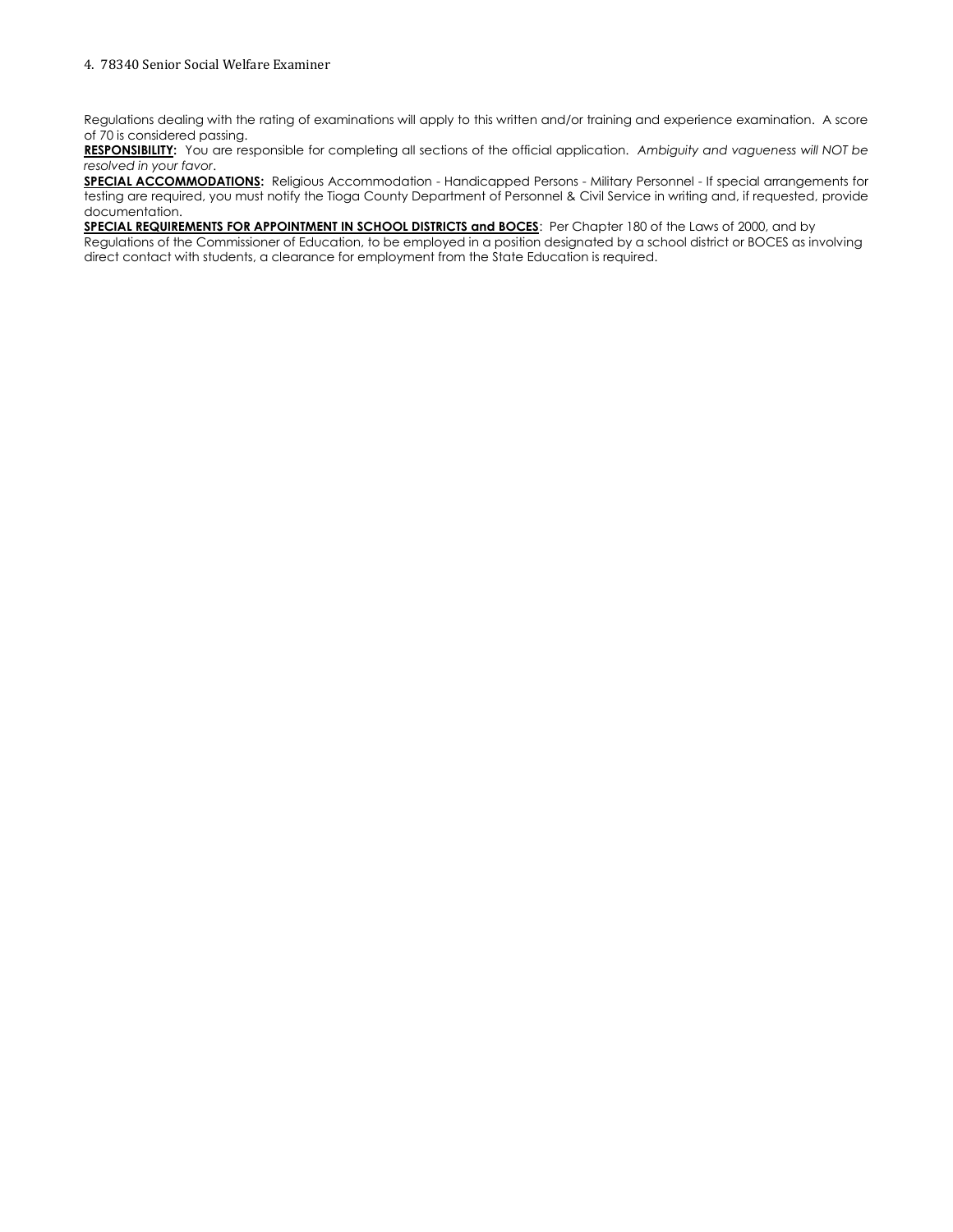Regulations dealing with the rating of examinations will apply to this written and/or training and experience examination. A score of 70 is considered passing.

**RESPONSIBILITY:** You are responsible for completing all sections of the official application. *Ambiguity and vagueness will NOT be resolved in your favor*.

**SPECIAL ACCOMMODATIONS:** Religious Accommodation - Handicapped Persons - Military Personnel - If special arrangements for testing are required, you must notify the Tioga County Department of Personnel & Civil Service in writing and, if requested, provide documentation.

**SPECIAL REQUIREMENTS FOR APPOINTMENT IN SCHOOL DISTRICTS and BOCES**: Per Chapter 180 of the Laws of 2000, and by Regulations of the Commissioner of Education, to be employed in a position designated by a school district or BOCES as involving direct contact with students, a clearance for employment from the State Education is required.